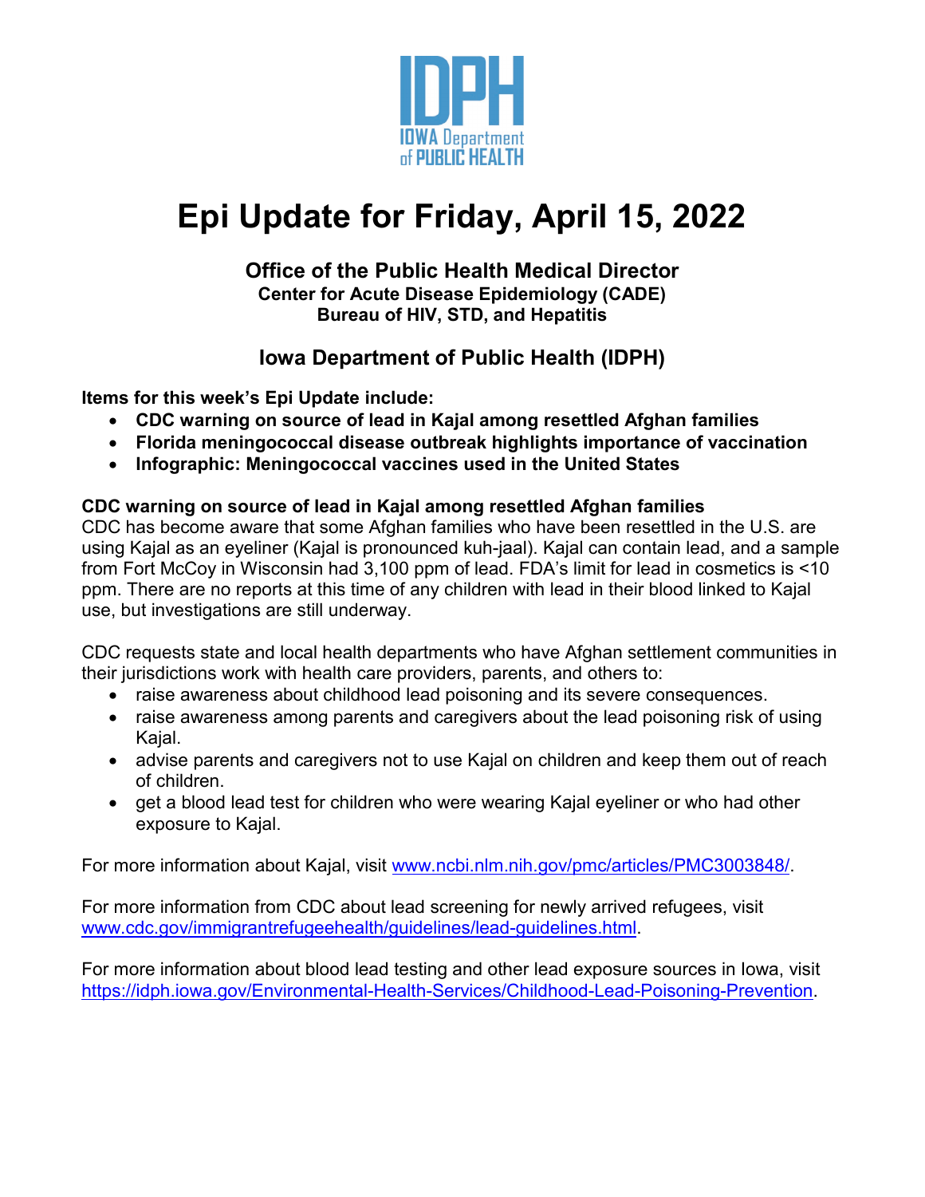IDPH
IOWA Department of PUBLIC HEALTH

# Epi Update for Friday, April 15, 2022

### Office of the Public Health Medical Director
**Center for Acute Disease Epidemiology (CADE)**
**Bureau of HIV, STD, and Hepatitis**

### Iowa Department of Public Health (IDPH)

**Items for this week's Epi Update include:**

- **CDC warning on source of lead in Kajal among resettled Afghan families**
- **Florida meningococcal disease outbreak highlights importance of vaccination**
- **Infographic: Meningococcal vaccines used in the United States**

**CDC warning on source of lead in Kajal among resettled Afghan families**
CDC has become aware that some Afghan families who have been resettled in the U.S. are using Kajal as an eyeliner (Kajal is pronounced kuh-jaal). Kajal can contain lead, and a sample from Fort McCoy in Wisconsin had 3,100 ppm of lead. FDA's limit for lead in cosmetics is <10 ppm. There are no reports at this time of any children with lead in their blood linked to Kajal use, but investigations are still underway.

CDC requests state and local health departments who have Afghan settlement communities in their jurisdictions work with health care providers, parents, and others to:

- raise awareness about childhood lead poisoning and its severe consequences.
- raise awareness among parents and caregivers about the lead poisoning risk of using Kajal.
- advise parents and caregivers not to use Kajal on children and keep them out of reach of children.
- get a blood lead test for children who were wearing Kajal eyeliner or who had other exposure to Kajal.

For more information about Kajal, visit www.ncbi.nlm.nih.gov/pmc/articles/PMC3003848/.

For more information from CDC about lead screening for newly arrived refugees, visit www.cdc.gov/immigrantrefugeehealth/guidelines/lead-guidelines.html.

For more information about blood lead testing and other lead exposure sources in Iowa, visit https://idph.iowa.gov/Environmental-Health-Services/Childhood-Lead-Poisoning-Prevention.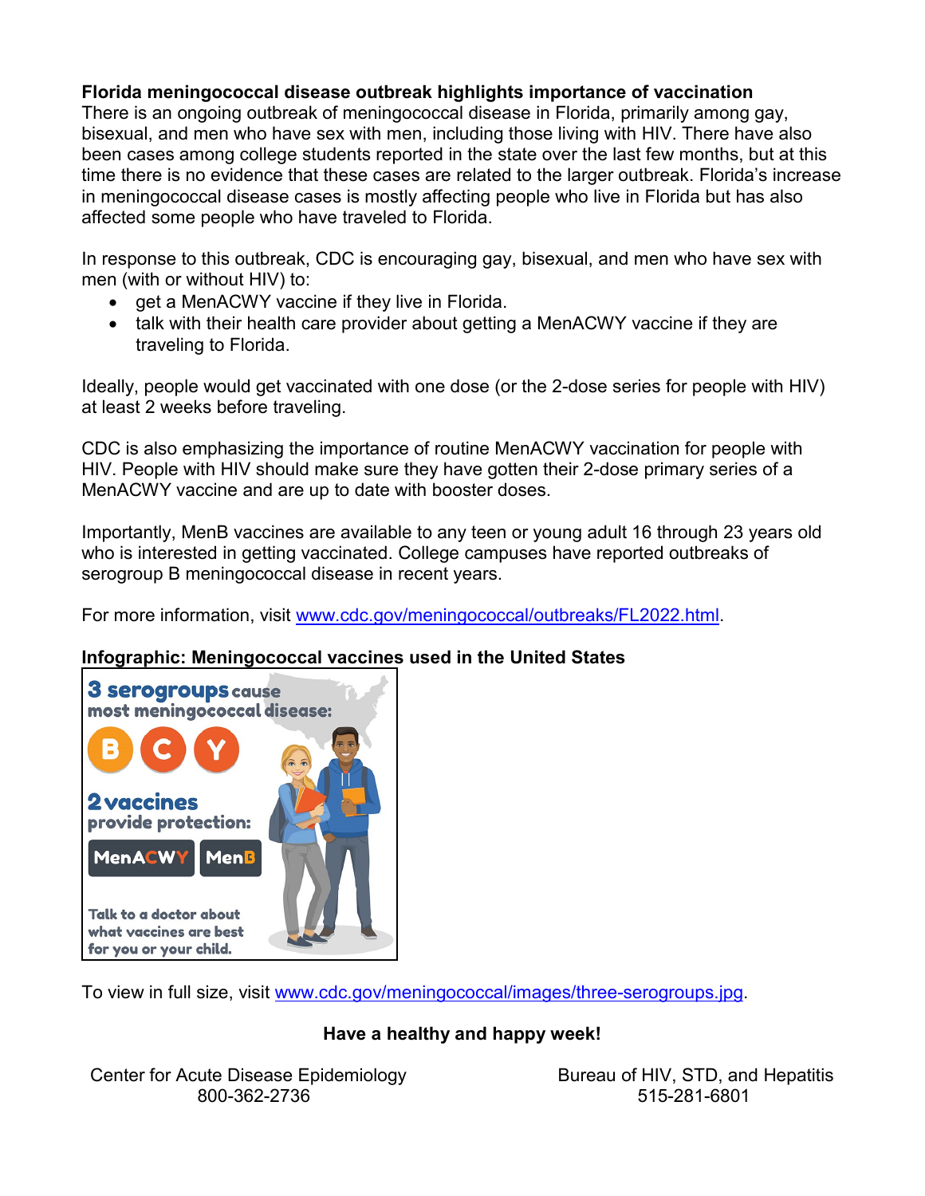**Florida meningococcal disease outbreak highlights importance of vaccination**

There is an ongoing outbreak of meningococcal disease in Florida, primarily among gay, bisexual, and men who have sex with men, including those living with HIV. There have also been cases among college students reported in the state over the last few months, but at this time there is no evidence that these cases are related to the larger outbreak. Florida's increase in meningococcal disease cases is mostly affecting people who live in Florida but has also affected some people who have traveled to Florida.

In response to this outbreak, CDC is encouraging gay, bisexual, and men who have sex with men (with or without HIV) to:

- get a MenACWY vaccine if they live in Florida.
- talk with their health care provider about getting a MenACWY vaccine if they are traveling to Florida.

Ideally, people would get vaccinated with one dose (or the 2-dose series for people with HIV) at least 2 weeks before traveling.

CDC is also emphasizing the importance of routine MenACWY vaccination for people with HIV. People with HIV should make sure they have gotten their 2-dose primary series of a MenACWY vaccine and are up to date with booster doses.

Importantly, MenB vaccines are available to any teen or young adult 16 through 23 years old who is interested in getting vaccinated. College campuses have reported outbreaks of serogroup B meningococcal disease in recent years.

For more information, visit www.cdc.gov/meningococcal/outbreaks/FL2022.html.

**Infographic: Meningococcal vaccines used in the United States**

3 serogroups cause most meningococcal disease:

B C Y

2 vaccines provide protection:

MenACWY MenB

Talk to a doctor about what vaccines are best for you or your child.

To view in full size, visit www.cdc.gov/meningococcal/images/three-serogroups.jpg.

**Have a healthy and happy week!**

Center for Acute Disease Epidemiology
800-362-2736

Bureau of HIV, STD, and Hepatitis
515-281-6801